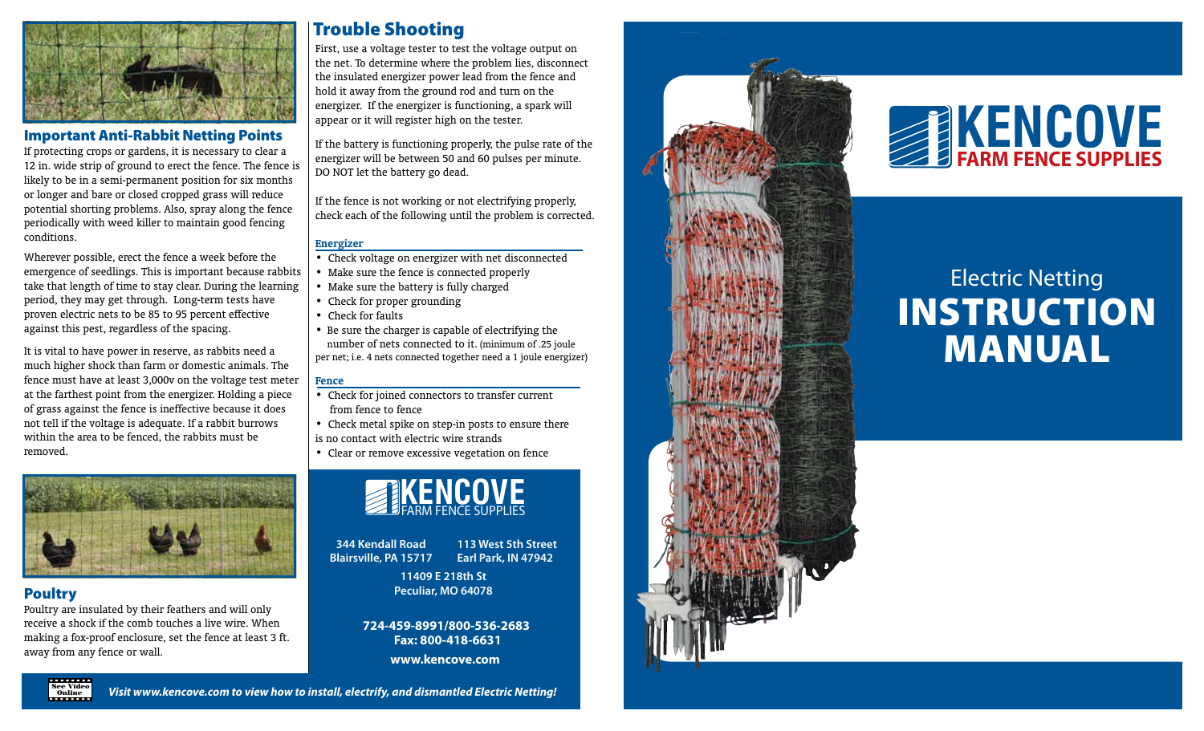## Important Anti-Rabbit Netting Points

If protecting crops or gardens, it is necessary to clear a 12 in. wide strip of ground to erect the fence. The fence is likely to be in a semi-permanent position for six months or longer and bare or closed cropped grass will reduce potential shorting problems. Also, spray along the fence periodically with weed killer to maintain good fencing conditions.

Wherever possible, erect the fence a week before the emergence of seedlings. This is important because rabbits take that length of time to stay clear. During the learning period, they may get through. Long-term tests have proven electric nets to be 85 to 95 percent effective against this pest, regardless of the spacing.

It is vital to have power in reserve, as rabbits need a much higher shock than farm or domestic animals. The fence must have at least 3,000v on the voltage test meter at the farthest point from the energizer. Holding a piece of grass against the fence is ineffective because it does not tell if the voltage is adequate. If a rabbit burrows within the area to be fenced, the rabbits must be removed.

## Poultry

Poultry are insulated by their feathers and will only receive a shock if the comb touches a live wire. When making a fox-proof enclosure, set the fence at least 3 ft. away from any fence or wall.

## Trouble Shooting

First, use a voltage tester to test the voltage output on the net. To determine where the problem lies, disconnect the insulated energizer power lead from the fence and hold it away from the ground rod and turn on the energizer. If the energizer is functioning, a spark will appear or it will register high on the tester.

If the battery is functioning properly, the pulse rate of the energizer will be between 50 and 60 pulses per minute. DO NOT let the battery go dead.

If the fence is not working or not electrifying properly, check each of the following until the problem is corrected.

### Energizer

- Check voltage on energizer with net disconnected
- Make sure the fence is connected properly
- Make sure the battery is fully charged
- Check for proper grounding
- Check for faults
- Be sure the charger is capable of electrifying the number of nets connected to it. (minimum of .25 joule per net; i.e. 4 nets connected together need a 1 joule energizer)

### Fence

- Check for joined connectors to transfer current from fence to fence
- Check metal spike on step-in posts to ensure there is no contact with electric wire strands
- Clear or remove excessive vegetation on fence

**KENCOVE**
FARM FENCE SUPPLIES

**344 Kendall Road**
**Blairsville, PA 15717**

**113 West 5th Street**
**Earl Park, IN 47942**

**11409 E 218th St**
**Peculiar, MO 64078**

**724-459-8991/800-536-2683**
**Fax: 800-418-6631**

**www.kencove.com**

See Video Online

*Visit www.kencove.com to view how to install, electrify, and dismantled Electric Netting!*

# KENCOVE
**FARM FENCE SUPPLIES**

Electric Netting
# INSTRUCTION MANUAL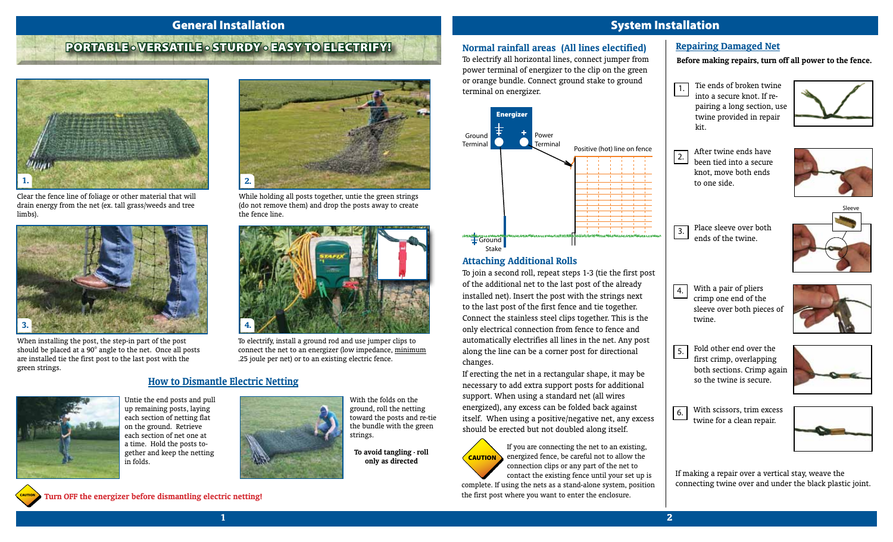## General Installation

### PORTABLE • VERSATILE • STURDY • EASY TO ELECTRIFY!

1. Clear the fence line of foliage or other material that will drain energy from the net (ex. tall grass/weeds and tree limbs).

2. While holding all posts together, untie the green strings (do not remove them) and drop the posts away to create the fence line.

3. When installing the post, the step-in part of the post should be placed at a 90° angle to the net. Once all posts are installed tie the first post to the last post with the green strings.

4. To electrify, install a ground rod and use jumper clips to connect the net to an energizer (low impedance, minimum .25 joule per net) or to an existing electric fence.

### How to Dismantle Electric Netting

Untie the end posts and pull up remaining posts, laying each section of netting flat on the ground. Retrieve each section of net one at a time. Hold the posts together and keep the netting in folds.

With the folds on the ground, roll the netting toward the posts and re-tie the bundle with the green strings.

**To avoid tangling - roll only as directed**

CAUTION **Turn OFF the energizer before dismantling electric netting!**

## System Installation

### Normal rainfall areas (All lines electrified)

To electrify all horizontal lines, connect jumper from power terminal of energizer to the clip on the green or orange bundle. Connect ground stake to ground terminal on energizer.

Energizer
Ground Terminal
Power Terminal
Positive (hot) line on fence
Ground Stake

### Attaching Additional Rolls

To join a second roll, repeat steps 1-3 (tie the first post of the additional net to the last post of the already installed net). Insert the post with the strings next to the last post of the first fence and tie together. Connect the stainless steel clips together. This is the only electrical connection from fence to fence and automatically electrifies all lines in the net. Any post along the line can be a corner post for directional changes.

If erecting the net in a rectangular shape, it may be necessary to add extra support posts for additional support. When using a standard net (all wires energized), any excess can be folded back against itself. When using a positive/negative net, any excess should be erected but not doubled along itself.

CAUTION If you are connecting the net to an existing, energized fence, be careful not to allow the connection clips or any part of the net to contact the existing fence until your set up is complete. If using the nets as a stand-alone system, position the first post where you want to enter the enclosure.

### Repairing Damaged Net

**Before making repairs, turn off all power to the fence.**

1. Tie ends of broken twine into a secure knot. If repairing a long section, use twine provided in repair kit.
2. After twine ends have been tied into a secure knot, move both ends to one side.
3. Place sleeve over both ends of the twine.
4. With a pair of pliers crimp one end of the sleeve over both pieces of twine.
5. Fold other end over the first crimp, overlapping both sections. Crimp again so the twine is secure.
6. With scissors, trim excess twine for a clean repair.

Sleeve

If making a repair over a vertical stay, weave the connecting twine over and under the black plastic joint.